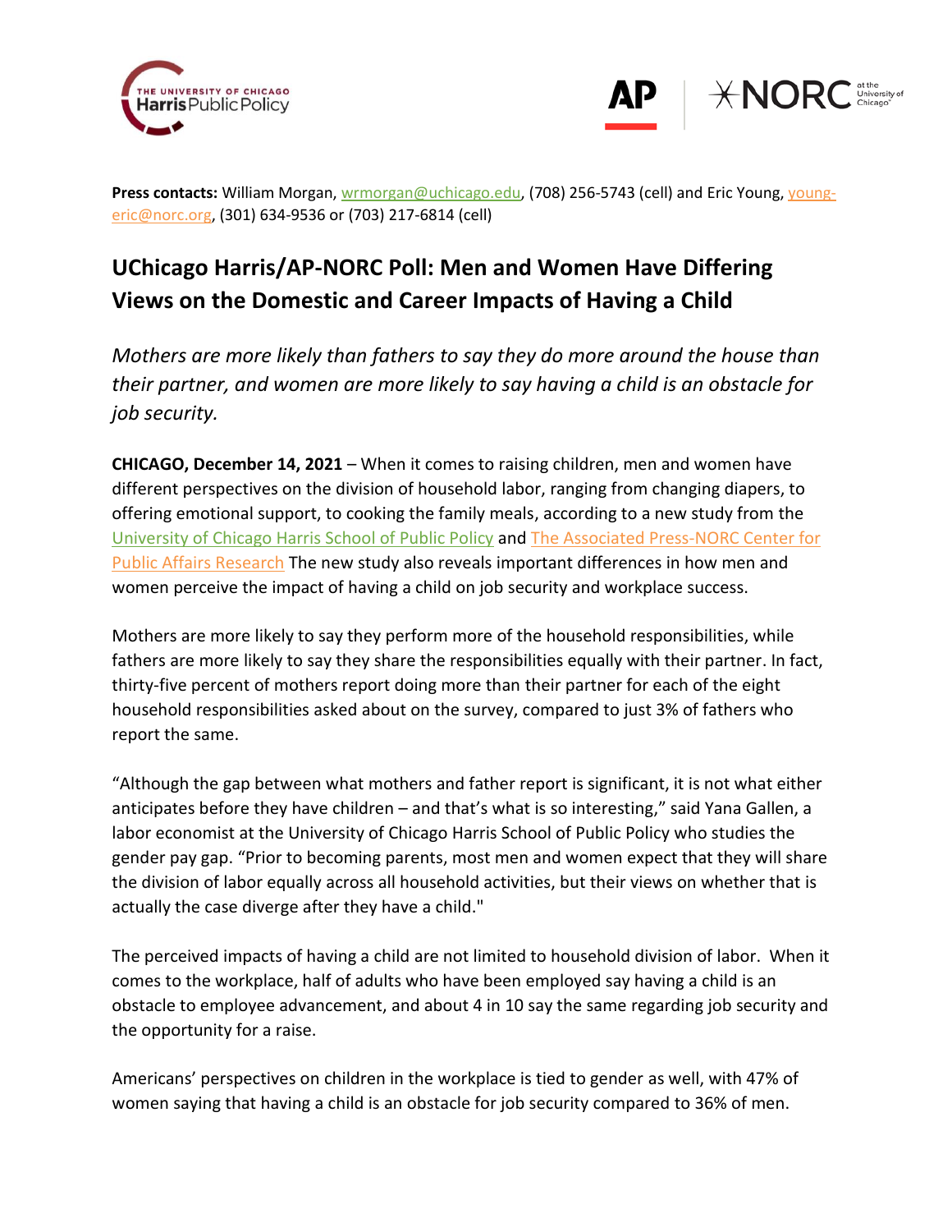**Press contacts:** William Morgan, wrmorgan@uchicago.edu, (708) 256-5743 (cell) and Eric Young, young-eric@norc.org, (301) 634-9536 or (703) 217-6814 (cell)

# UChicago Harris/AP-NORC Poll: Men and Women Have Differing Views on the Domestic and Career Impacts of Having a Child

*Mothers are more likely than fathers to say they do more around the house than their partner, and women are more likely to say having a child is an obstacle for job security.*

**CHICAGO, December 14, 2021** – When it comes to raising children, men and women have different perspectives on the division of household labor, ranging from changing diapers, to offering emotional support, to cooking the family meals, according to a new study from the University of Chicago Harris School of Public Policy and The Associated Press-NORC Center for Public Affairs Research The new study also reveals important differences in how men and women perceive the impact of having a child on job security and workplace success.

Mothers are more likely to say they perform more of the household responsibilities, while fathers are more likely to say they share the responsibilities equally with their partner. In fact, thirty-five percent of mothers report doing more than their partner for each of the eight household responsibilities asked about on the survey, compared to just 3% of fathers who report the same.

"Although the gap between what mothers and father report is significant, it is not what either anticipates before they have children – and that's what is so interesting," said Yana Gallen, a labor economist at the University of Chicago Harris School of Public Policy who studies the gender pay gap. "Prior to becoming parents, most men and women expect that they will share the division of labor equally across all household activities, but their views on whether that is actually the case diverge after they have a child."

The perceived impacts of having a child are not limited to household division of labor. When it comes to the workplace, half of adults who have been employed say having a child is an obstacle to employee advancement, and about 4 in 10 say the same regarding job security and the opportunity for a raise.

Americans' perspectives on children in the workplace is tied to gender as well, with 47% of women saying that having a child is an obstacle for job security compared to 36% of men.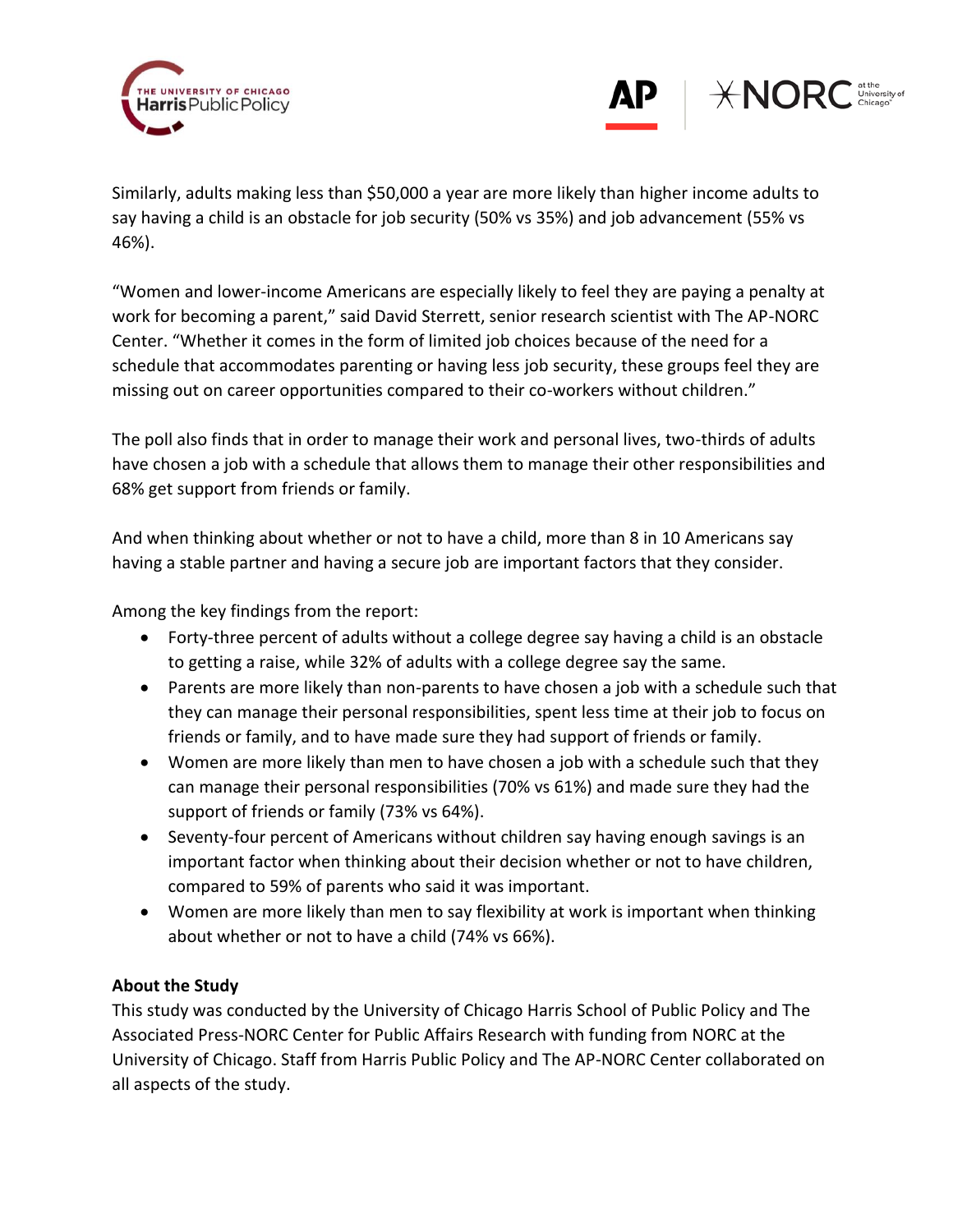Similarly, adults making less than $50,000 a year are more likely than higher income adults to say having a child is an obstacle for job security (50% vs 35%) and job advancement (55% vs 46%).

“Women and lower-income Americans are especially likely to feel they are paying a penalty at work for becoming a parent,” said David Sterrett, senior research scientist with The AP-NORC Center. “Whether it comes in the form of limited job choices because of the need for a schedule that accommodates parenting or having less job security, these groups feel they are missing out on career opportunities compared to their co-workers without children.”

The poll also finds that in order to manage their work and personal lives, two-thirds of adults have chosen a job with a schedule that allows them to manage their other responsibilities and 68% get support from friends or family.

And when thinking about whether or not to have a child, more than 8 in 10 Americans say having a stable partner and having a secure job are important factors that they consider.

Among the key findings from the report:

- Forty-three percent of adults without a college degree say having a child is an obstacle to getting a raise, while 32% of adults with a college degree say the same.
- Parents are more likely than non-parents to have chosen a job with a schedule such that they can manage their personal responsibilities, spent less time at their job to focus on friends or family, and to have made sure they had support of friends or family.
- Women are more likely than men to have chosen a job with a schedule such that they can manage their personal responsibilities (70% vs 61%) and made sure they had the support of friends or family (73% vs 64%).
- Seventy-four percent of Americans without children say having enough savings is an important factor when thinking about their decision whether or not to have children, compared to 59% of parents who said it was important.
- Women are more likely than men to say flexibility at work is important when thinking about whether or not to have a child (74% vs 66%).

**About the Study**

This study was conducted by the University of Chicago Harris School of Public Policy and The Associated Press-NORC Center for Public Affairs Research with funding from NORC at the University of Chicago. Staff from Harris Public Policy and The AP-NORC Center collaborated on all aspects of the study.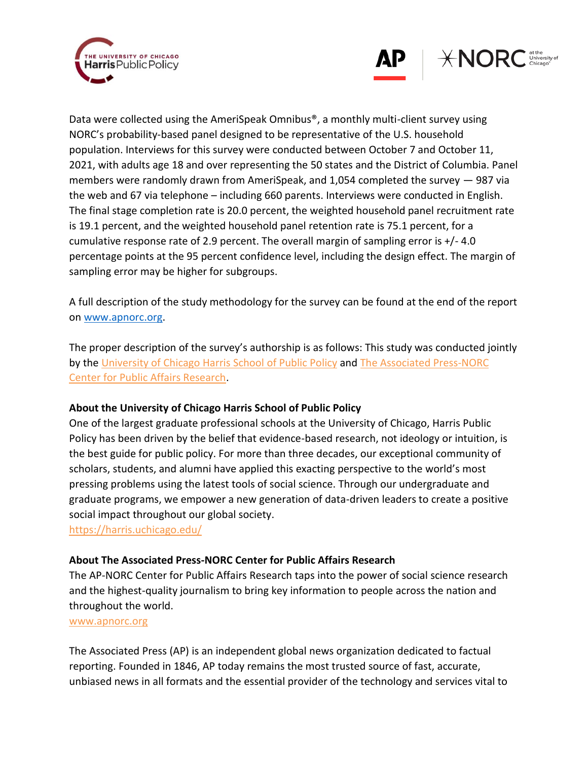Data were collected using the AmeriSpeak Omnibus®, a monthly multi-client survey using NORC's probability-based panel designed to be representative of the U.S. household population. Interviews for this survey were conducted between October 7 and October 11, 2021, with adults age 18 and over representing the 50 states and the District of Columbia. Panel members were randomly drawn from AmeriSpeak, and 1,054 completed the survey — 987 via the web and 67 via telephone – including 660 parents. Interviews were conducted in English. The final stage completion rate is 20.0 percent, the weighted household panel recruitment rate is 19.1 percent, and the weighted household panel retention rate is 75.1 percent, for a cumulative response rate of 2.9 percent. The overall margin of sampling error is +/- 4.0 percentage points at the 95 percent confidence level, including the design effect. The margin of sampling error may be higher for subgroups.

A full description of the study methodology for the survey can be found at the end of the report on [www.apnorc.org](www.apnorc.org).

The proper description of the survey's authorship is as follows: This study was conducted jointly by the University of Chicago Harris School of Public Policy and The Associated Press-NORC Center for Public Affairs Research.

**About the University of Chicago Harris School of Public Policy**
One of the largest graduate professional schools at the University of Chicago, Harris Public Policy has been driven by the belief that evidence-based research, not ideology or intuition, is the best guide for public policy. For more than three decades, our exceptional community of scholars, students, and alumni have applied this exacting perspective to the world's most pressing problems using the latest tools of social science. Through our undergraduate and graduate programs, we empower a new generation of data-driven leaders to create a positive social impact throughout our global society.
https://harris.uchicago.edu/

**About The Associated Press-NORC Center for Public Affairs Research**
The AP-NORC Center for Public Affairs Research taps into the power of social science research and the highest-quality journalism to bring key information to people across the nation and throughout the world.
www.apnorc.org

The Associated Press (AP) is an independent global news organization dedicated to factual reporting. Founded in 1846, AP today remains the most trusted source of fast, accurate, unbiased news in all formats and the essential provider of the technology and services vital to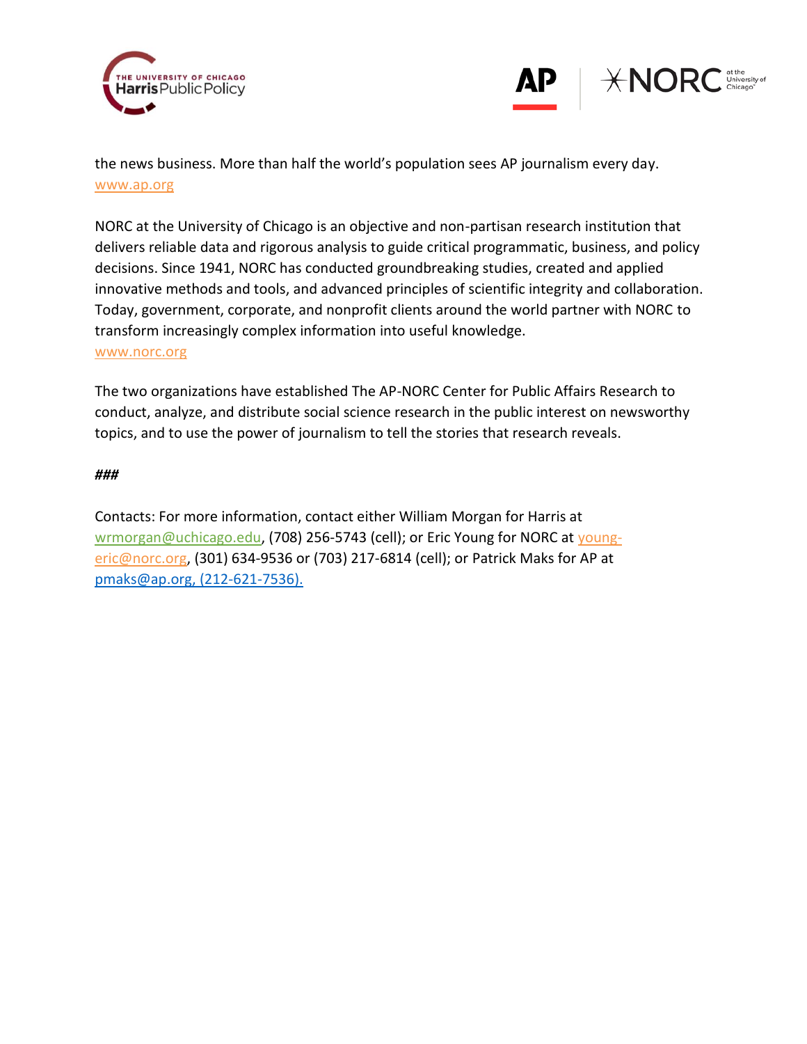the news business. More than half the world's population sees AP journalism every day.
www.ap.org

NORC at the University of Chicago is an objective and non-partisan research institution that delivers reliable data and rigorous analysis to guide critical programmatic, business, and policy decisions. Since 1941, NORC has conducted groundbreaking studies, created and applied innovative methods and tools, and advanced principles of scientific integrity and collaboration. Today, government, corporate, and nonprofit clients around the world partner with NORC to transform increasingly complex information into useful knowledge.
www.norc.org

The two organizations have established The AP-NORC Center for Public Affairs Research to conduct, analyze, and distribute social science research in the public interest on newsworthy topics, and to use the power of journalism to tell the stories that research reveals.

***###***

Contacts: For more information, contact either William Morgan for Harris at wrmorgan@uchicago.edu, (708) 256-5743 (cell); or Eric Young for NORC at young-eric@norc.org, (301) 634-9536 or (703) 217-6814 (cell); or Patrick Maks for AP at pmaks@ap.org, (212-621-7536).